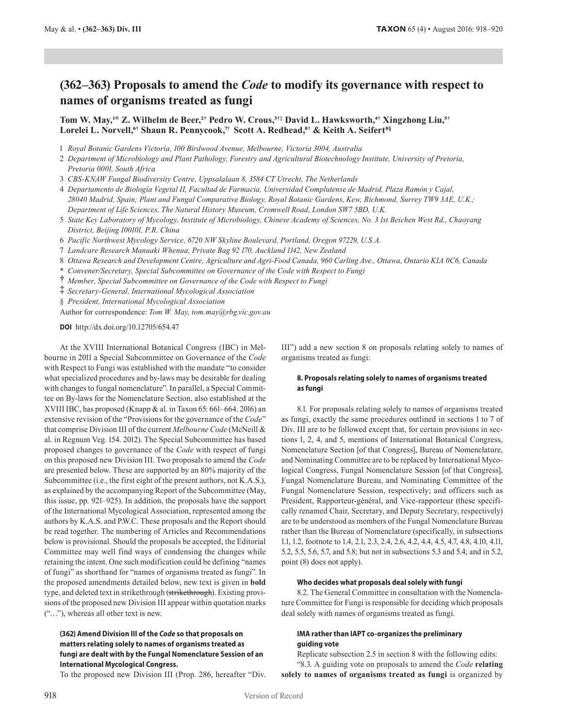# (362–363) Proposals to amend the *Code* to modify its governance with respect to names of organisms treated as fungi

**Tom W. May,[1*] Z. Wilhelm de Beer,[2†] Pedro W. Crous,[3†‡] David L. Hawksworth,[4†] Xingzhong Liu,[5†] Lorelei L. Norvell,[6†] Shaun R. Pennycook,[7†] Scott A. Redhead,[8†] & Keith A. Seifert[8§]**

1 *Royal Botanic Gardens Victoria, 100 Birdwood Avenue, Melbourne, Victoria 3004, Australia*
2 *Department of Microbiology and Plant Pathology, Forestry and Agricultural Biotechnology Institute, University of Pretoria, Pretoria 0001, South Africa*
3 *CBS-KNAW Fungal Biodiversity Centre, Uppsalalaan 8, 3584 CT Utrecht, The Netherlands*
4 *Departamento de Biología Vegetal II, Facultad de Farmacia, Universidad Complutense de Madrid, Plaza Ramón y Cajal, 28040 Madrid, Spain; Plant and Fungal Comparative Biology, Royal Botanic Gardens, Kew, Richmond, Surrey TW9 3AE, U.K.; Department of Life Sciences, The Natural History Museum, Cromwell Road, London SW7 5BD, U.K.*
5 *State Key Laboratory of Mycology, Institute of Microbiology, Chinese Academy of Sciences, No. 3 1st Beichen West Rd., Chaoyang District, Beijing 100101, P.R. China*
6 *Pacific Northwest Mycology Service, 6720 NW Skyline Boulevard, Portland, Oregon 97229, U.S.A.*
7 *Landcare Research Manaaki Whenua, Private Bag 92 170, Auckland 1142, New Zealand*
8 *Ottawa Research and Development Centre, Agriculture and Agri-Food Canada, 960 Carling Ave., Ottawa, Ontario K1A 0C6, Canada*
\* *Convener/Secretary, Special Subcommittee on Governance of the Code with Respect to Fungi*
† *Member, Special Subcommittee on Governance of the Code with Respect to Fungi*
‡ *Secretary-General, International Mycological Association*
§ *President, International Mycological Association*

Author for correspondence: *Tom W. May, tom.may@rbg.vic.gov.au*

**DOI** http://dx.doi.org/10.12705/654.47

At the XVIII International Botanical Congress (IBC) in Melbourne in 2011 a Special Subcommittee on Governance of the *Code* with Respect to Fungi was established with the mandate "to consider what specialized procedures and by-laws may be desirable for dealing with changes to fungal nomenclature". In parallel, a Special Committee on By-laws for the Nomenclature Section, also established at the XVIII IBC, has proposed (Knapp & al. in Taxon 65: 661–664. 2016) an extensive revision of the "Provisions for the governance of the *Code*" that comprise Division III of the current *Melbourne Code* (McNeill & al. in Regnum Veg. 154. 2012). The Special Subcommittee has based proposed changes to governance of the *Code* with respect of fungi on this proposed new Division III. Two proposals to amend the *Code* are presented below. These are supported by an 80% majority of the Subcommittee (i.e., the first eight of the present authors, not K.A.S.), as explained by the accompanying Report of the Subcommittee (May, this issue, pp. 921–925). In addition, the proposals have the support of the International Mycological Association, represented among the authors by K.A.S. and P.W.C. These proposals and the Report should be read together. The numbering of Articles and Recommendations below is provisional. Should the proposals be accepted, the Editorial Committee may well find ways of condensing the changes while retaining the intent. One such modification could be defining "names of fungi" as shorthand for "names of organisms treated as fungi". In the proposed amendments detailed below, new text is given in **bold** type, and deleted text in strikethrough (~~strikethrough~~). Existing provisions of the proposed new Division III appear within quotation marks ("…"), whereas all other text is new.

**(362) Amend Division III of the *Code* so that proposals on matters relating solely to names of organisms treated as fungi are dealt with by the Fungal Nomenclature Session of an International Mycological Congress.**

To the proposed new Division III (Prop. 286, hereafter "Div. III") add a new section 8 on proposals relating solely to names of organisms treated as fungi:

**8. Proposals relating solely to names of organisms treated as fungi**

8.1. For proposals relating solely to names of organisms treated as fungi, exactly the same procedures outlined in sections 1 to 7 of Div. III are to be followed except that, for certain provisions in sections 1, 2, 4, and 5, mentions of International Botanical Congress, Nomenclature Section [of that Congress], Bureau of Nomenclature, and Nominating Committee are to be replaced by International Mycological Congress, Fungal Nomenclature Session [of that Congress], Fungal Nomenclature Bureau, and Nominating Committee of the Fungal Nomenclature Session, respectively; and officers such as President, Rapporteur-général, and Vice-rapporteur (these specifically renamed Chair, Secretary, and Deputy Secretary, respectively) are to be understood as members of the Fungal Nomenclature Bureau rather than the Bureau of Nomenclature (specifically, in subsections 1.1, 1.2, footnote to 1.4, 2.1, 2.3, 2.4, 2.6, 4.2, 4.4, 4.5, 4.7, 4.8, 4.10, 4.11, 5.2, 5.5, 5.6, 5.7, and 5.8; but not in subsections 5.3 and 5.4; and in 5.2, point (8) does not apply).

**Who decides what proposals deal solely with fungi**

8.2. The General Committee in consultation with the Nomenclature Committee for Fungi is responsible for deciding which proposals deal solely with names of organisms treated as fungi.

**IMA rather than IAPT co-organizes the preliminary guiding vote**

Replicate subsection 2.5 in section 8 with the following edits:

"8.3. A guiding vote on proposals to amend the *Code* **relating solely to names of organisms treated as fungi** is organized by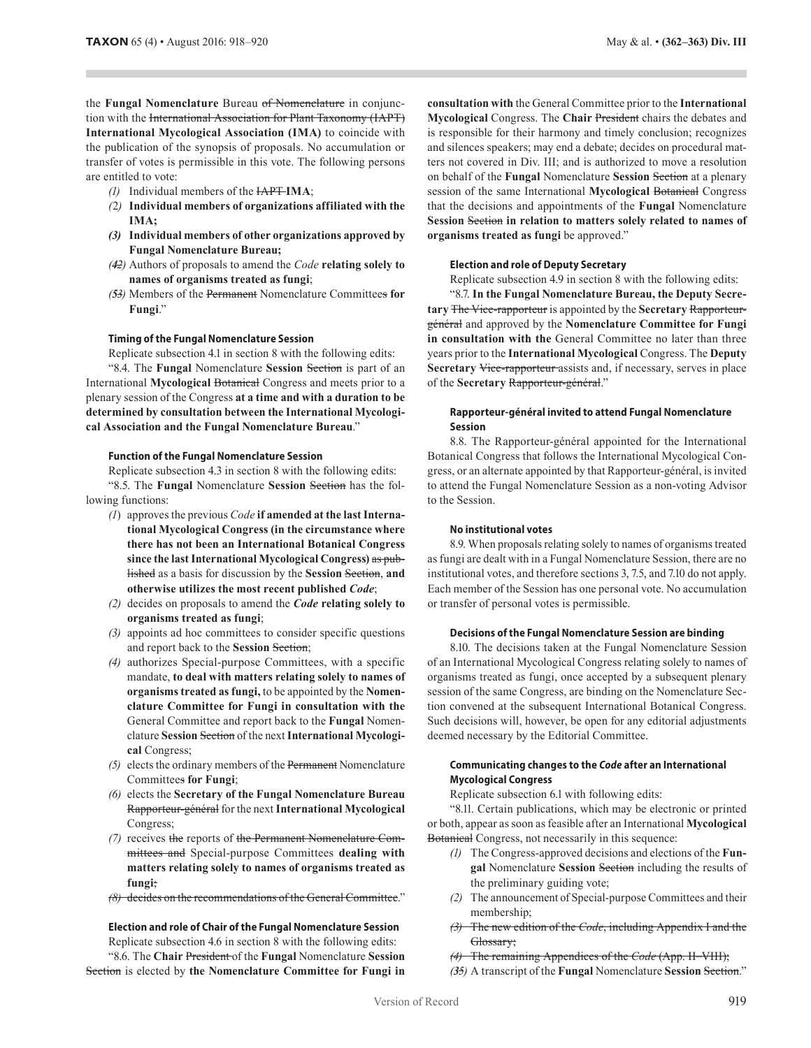the **Fungal Nomenclature** Bureau ~~of Nomenclature~~ in conjunction with the ~~International Association for Plant Taxonomy (IAPT)~~ **International Mycological Association (IMA)** to coincide with the publication of the synopsis of proposals. No accumulation or transfer of votes is permissible in this vote. The following persons are entitled to vote:

- *(1)* Individual members of the ~~IAPT~~ **IMA**;
- *(2)* **Individual members of organizations affiliated with the IMA;**
- ***(3)*** **Individual members of other organizations approved by Fungal Nomenclature Bureau;**
- *(**4**~~2~~)* Authors of proposals to amend the *Code* **relating solely to names of organisms treated as fungi**;
- *(**5**~~3~~)* Members of the ~~Permanent~~ Nomenclature Committee~~s~~ **for Fungi**."

#### Timing of the Fungal Nomenclature Session

Replicate subsection 4.1 in section 8 with the following edits:

"8.4. The **Fungal** Nomenclature **Session** ~~Section~~ is part of an International **Mycological** ~~Botanical~~ Congress and meets prior to a plenary session of the Congress **at a time and with a duration to be determined by consultation between the International Mycological Association and the Fungal Nomenclature Bureau**."

#### Function of the Fungal Nomenclature Session

Replicate subsection 4.3 in section 8 with the following edits:

"8.5. The **Fungal** Nomenclature **Session** ~~Section~~ has the following functions:

- *(1)* approves the previous *Code* **if amended at the last International Mycological Congress (in the circumstance where there has not been an International Botanical Congress since the last International Mycological Congress)** ~~as published~~ as a basis for discussion by the **Session** ~~Section~~, **and otherwise utilizes the most recent published *Code***;
- *(2)* decides on proposals to amend the ***Code*** **relating solely to organisms treated as fungi**;
- *(3)* appoints ad hoc committees to consider specific questions and report back to the **Session** ~~Section~~;
- *(4)* authorizes Special-purpose Committees, with a specific mandate, **to deal with matters relating solely to names of organisms treated as fungi,** to be appointed by the **Nomenclature Committee for Fungi in consultation with the** General Committee and report back to the **Fungal** Nomenclature **Session** ~~Section~~ of the next **International Mycological** Congress;
- *(5)* elects the ordinary members of the ~~Permanent~~ Nomenclature Committee~~s~~ **for Fungi**;
- *(6)* elects the **Secretary of the Fungal Nomenclature Bureau** ~~Rapporteur-général~~ for the next **International Mycological** Congress;
- *(7)* receives ~~the~~ reports of ~~the Permanent Nomenclature Committees and~~ Special-purpose Committees **dealing with matters relating solely to names of organisms treated as fungi**~~;~~
- ~~*(8)* decides on the recommendations of the General Committee~~."

#### Election and role of Chair of the Fungal Nomenclature Session

Replicate subsection 4.6 in section 8 with the following edits:

"8.6. The **Chair** ~~President~~ of the **Fungal** Nomenclature **Session** ~~Section~~ is elected by **the Nomenclature Committee for Fungi in consultation with** the General Committee prior to the **International Mycological** Congress. The **Chair** ~~President~~ chairs the debates and is responsible for their harmony and timely conclusion; recognizes and silences speakers; may end a debate; decides on procedural matters not covered in Div. III; and is authorized to move a resolution on behalf of the **Fungal** Nomenclature **Session** ~~Section~~ at a plenary session of the same International **Mycological** ~~Botanical~~ Congress that the decisions and appointments of the **Fungal** Nomenclature **Session** ~~Section~~ **in relation to matters solely related to names of organisms treated as fungi** be approved."

#### Election and role of Deputy Secretary

Replicate subsection 4.9 in section 8 with the following edits:

"8.7. **In the Fungal Nomenclature Bureau, the Deputy Secretary** ~~The Vice-rapporteur~~ is appointed by the **Secretary** ~~Rapporteur-général~~ and approved by the **Nomenclature Committee for Fungi in consultation with the** General Committee no later than three years prior to the **International Mycological** Congress. The **Deputy Secretary** ~~Vice-rapporteur~~ assists and, if necessary, serves in place of the **Secretary** ~~Rapporteur-général~~."

#### Rapporteur-général invited to attend Fungal Nomenclature Session

8.8. The Rapporteur-général appointed for the International Botanical Congress that follows the International Mycological Congress, or an alternate appointed by that Rapporteur-général, is invited to attend the Fungal Nomenclature Session as a non-voting Advisor to the Session.

#### No institutional votes

8.9. When proposals relating solely to names of organisms treated as fungi are dealt with in a Fungal Nomenclature Session, there are no institutional votes, and therefore sections 3, 7.5, and 7.10 do not apply. Each member of the Session has one personal vote. No accumulation or transfer of personal votes is permissible.

#### Decisions of the Fungal Nomenclature Session are binding

8.10. The decisions taken at the Fungal Nomenclature Session of an International Mycological Congress relating solely to names of organisms treated as fungi, once accepted by a subsequent plenary session of the same Congress, are binding on the Nomenclature Section convened at the subsequent International Botanical Congress. Such decisions will, however, be open for any editorial adjustments deemed necessary by the Editorial Committee.

#### Communicating changes to the *Code* after an International Mycological Congress

Replicate subsection 6.1 with following edits:

"8.11. Certain publications, which may be electronic or printed or both, appear as soon as feasible after an International **Mycological** ~~Botanical~~ Congress, not necessarily in this sequence:

- *(1)* The Congress-approved decisions and elections of the **Fungal** Nomenclature **Session** ~~Section~~ including the results of the preliminary guiding vote;
- *(2)* The announcement of Special-purpose Committees and their membership;
- ~~*(3)* The new edition of the *Code*, including Appendix I and the Glossary;~~
- ~~*(4)* The remaining Appendices of the *Code* (App. II–VIII);~~
- *(**3**~~5~~)* A transcript of the **Fungal** Nomenclature **Session** ~~Section~~."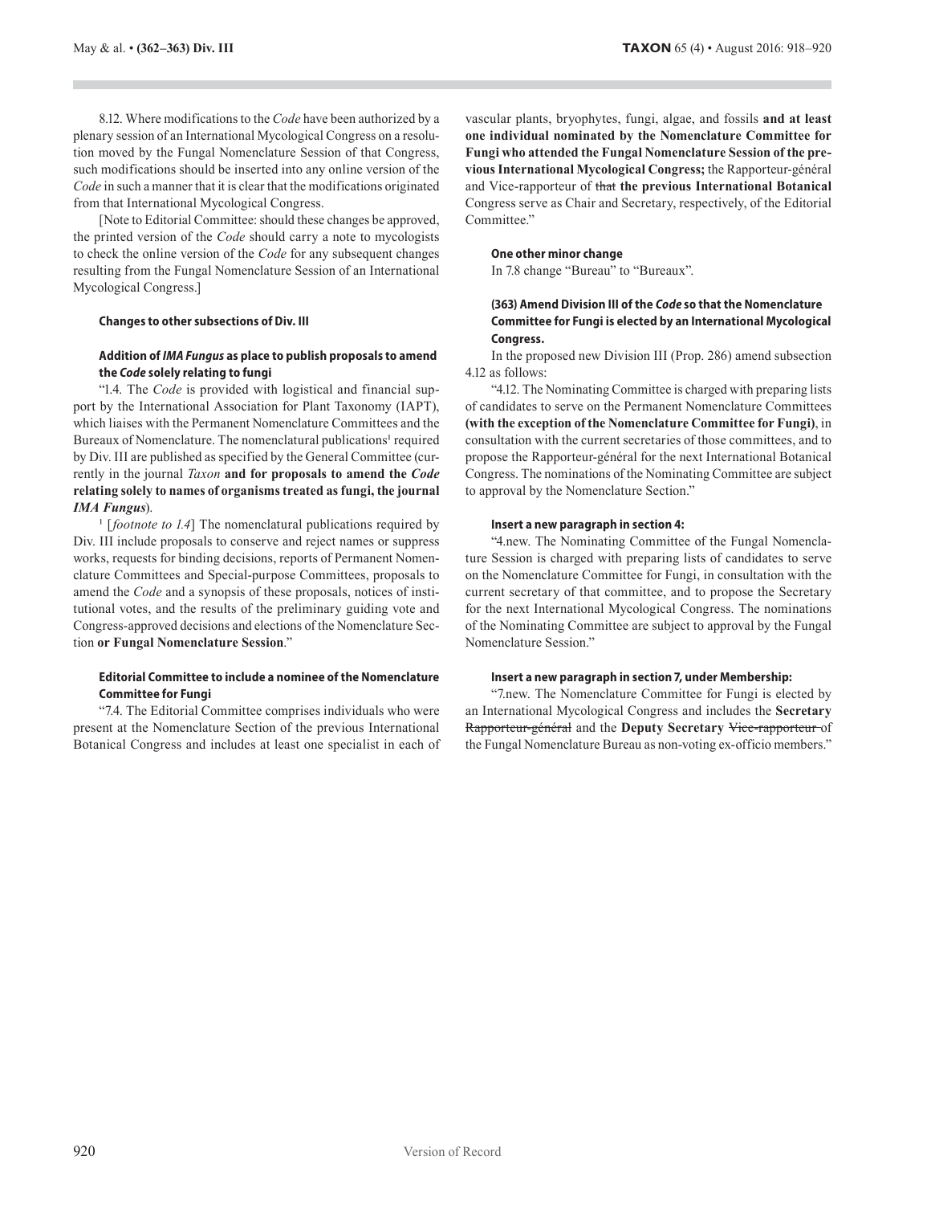8.12. Where modifications to the *Code* have been authorized by a plenary session of an International Mycological Congress on a resolution moved by the Fungal Nomenclature Session of that Congress, such modifications should be inserted into any online version of the *Code* in such a manner that it is clear that the modifications originated from that International Mycological Congress.

[Note to Editorial Committee: should these changes be approved, the printed version of the *Code* should carry a note to mycologists to check the online version of the *Code* for any subsequent changes resulting from the Fungal Nomenclature Session of an International Mycological Congress.]

**Changes to other subsections of Div. III**

**Addition of *IMA Fungus* as place to publish proposals to amend the *Code* solely relating to fungi**

"1.4. The *Code* is provided with logistical and financial support by the International Association for Plant Taxonomy (IAPT), which liaises with the Permanent Nomenclature Committees and the Bureaux of Nomenclature. The nomenclatural publications[1] required by Div. III are published as specified by the General Committee (currently in the journal *Taxon* **and for proposals to amend the *Code* relating solely to names of organisms treated as fungi, the journal *IMA Fungus***).

[1] [*footnote to 1.4*] The nomenclatural publications required by Div. III include proposals to conserve and reject names or suppress works, requests for binding decisions, reports of Permanent Nomenclature Committees and Special-purpose Committees, proposals to amend the *Code* and a synopsis of these proposals, notices of institutional votes, and the results of the preliminary guiding vote and Congress-approved decisions and elections of the Nomenclature Section **or Fungal Nomenclature Session**."

**Editorial Committee to include a nominee of the Nomenclature Committee for Fungi**

"7.4. The Editorial Committee comprises individuals who were present at the Nomenclature Section of the previous International Botanical Congress and includes at least one specialist in each of vascular plants, bryophytes, fungi, algae, and fossils **and at least one individual nominated by the Nomenclature Committee for Fungi who attended the Fungal Nomenclature Session of the previous International Mycological Congress;** the Rapporteur-général and Vice-rapporteur of ~~that~~ **the previous International Botanical** Congress serve as Chair and Secretary, respectively, of the Editorial Committee."

**One other minor change**

In 7.8 change "Bureau" to "Bureaux".

**(363) Amend Division III of the *Code* so that the Nomenclature Committee for Fungi is elected by an International Mycological Congress.**

In the proposed new Division III (Prop. 286) amend subsection 4.12 as follows:

"4.12. The Nominating Committee is charged with preparing lists of candidates to serve on the Permanent Nomenclature Committees **(with the exception of the Nomenclature Committee for Fungi)**, in consultation with the current secretaries of those committees, and to propose the Rapporteur-général for the next International Botanical Congress. The nominations of the Nominating Committee are subject to approval by the Nomenclature Section."

**Insert a new paragraph in section 4:**

"4.new. The Nominating Committee of the Fungal Nomenclature Session is charged with preparing lists of candidates to serve on the Nomenclature Committee for Fungi, in consultation with the current secretary of that committee, and to propose the Secretary for the next International Mycological Congress. The nominations of the Nominating Committee are subject to approval by the Fungal Nomenclature Session."

**Insert a new paragraph in section 7, under Membership:**

"7.new. The Nomenclature Committee for Fungi is elected by an International Mycological Congress and includes the **Secretary** ~~Rapporteur-général~~ and the **Deputy Secretary** ~~Vice-rapporteur~~ of the Fungal Nomenclature Bureau as non-voting ex-officio members."